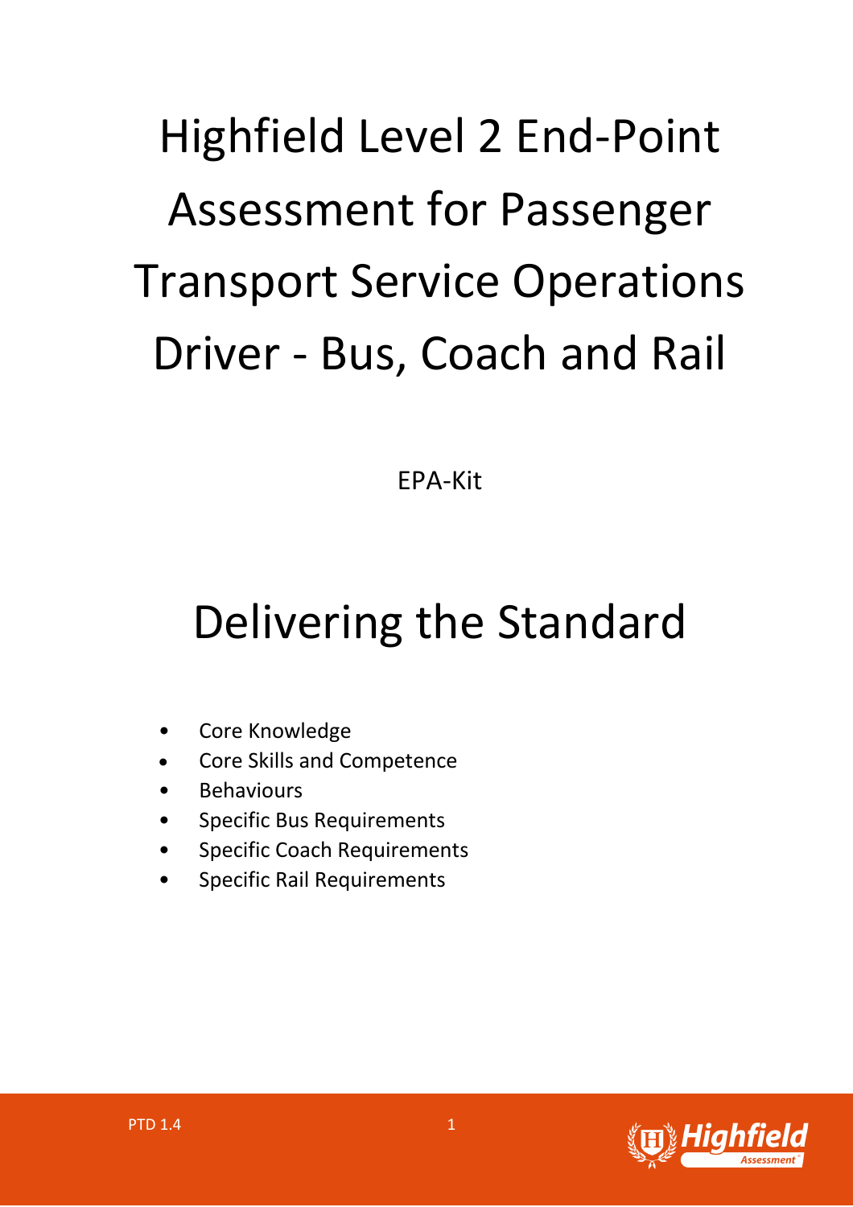# Highfield Level 2 End-Point Assessment for Passenger Transport Service Operations Driver - Bus, Coach and Rail

EPA-Kit

## Delivering the Standard

- Core Knowledge
- Core Skills and Competence
- Behaviours
- Specific Bus Requirements
- Specific Coach Requirements
- Specific Rail Requirements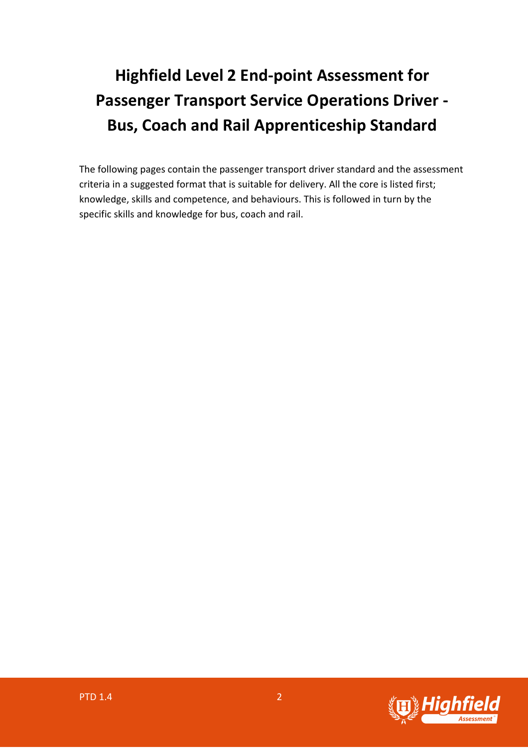# Highfield Level 2 End-point Assessment for Passenger Transport Service Operations Driver - Bus, Coach and Rail Apprenticeship Standard

The following pages contain the passenger transport driver standard and the assessment criteria in a suggested format that is suitable for delivery. All the core is listed first; knowledge, skills and competence, and behaviours. This is followed in turn by the specific skills and knowledge for bus, coach and rail.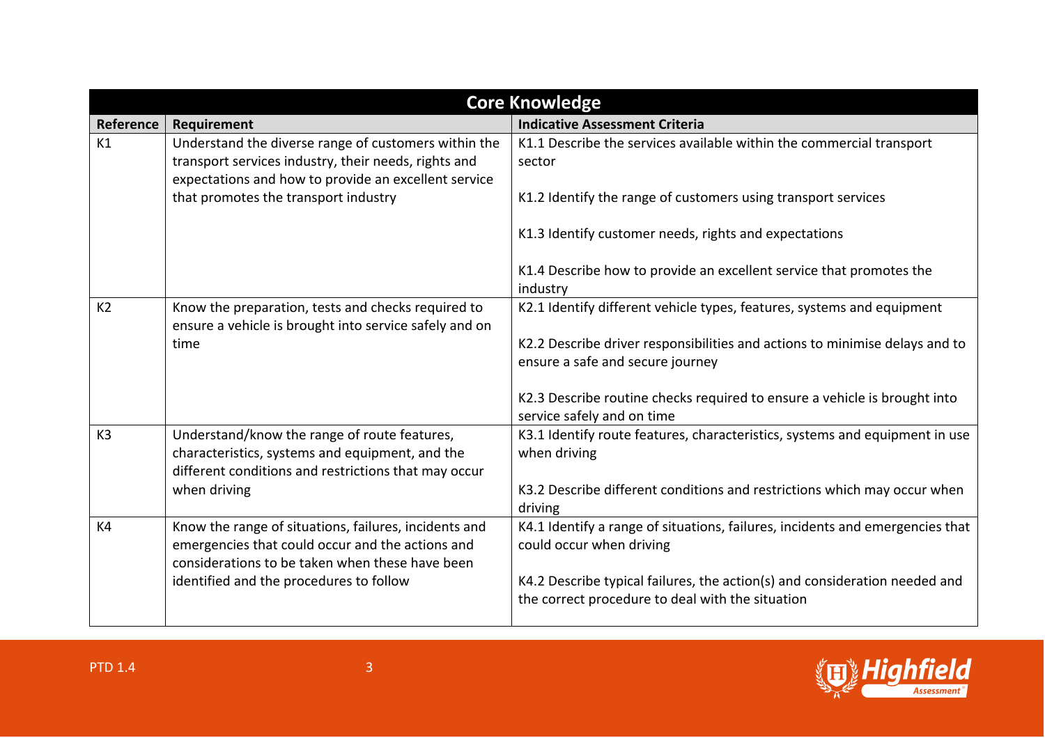| Core Knowledge | | |
|---|---|---|
| **Reference** | **Requirement** | **Indicative Assessment Criteria** |
| K1 | Understand the diverse range of customers within the transport services industry, their needs, rights and expectations and how to provide an excellent service that promotes the transport industry | K1.1 Describe the services available within the commercial transport sector<br><br>K1.2 Identify the range of customers using transport services<br><br>K1.3 Identify customer needs, rights and expectations<br><br>K1.4 Describe how to provide an excellent service that promotes the industry |
| K2 | Know the preparation, tests and checks required to ensure a vehicle is brought into service safely and on time | K2.1 Identify different vehicle types, features, systems and equipment<br><br>K2.2 Describe driver responsibilities and actions to minimise delays and to ensure a safe and secure journey<br><br>K2.3 Describe routine checks required to ensure a vehicle is brought into service safely and on time |
| K3 | Understand/know the range of route features, characteristics, systems and equipment, and the different conditions and restrictions that may occur when driving | K3.1 Identify route features, characteristics, systems and equipment in use when driving<br><br>K3.2 Describe different conditions and restrictions which may occur when driving |
| K4 | Know the range of situations, failures, incidents and emergencies that could occur and the actions and considerations to be taken when these have been identified and the procedures to follow | K4.1 Identify a range of situations, failures, incidents and emergencies that could occur when driving<br><br>K4.2 Describe typical failures, the action(s) and consideration needed and the correct procedure to deal with the situation |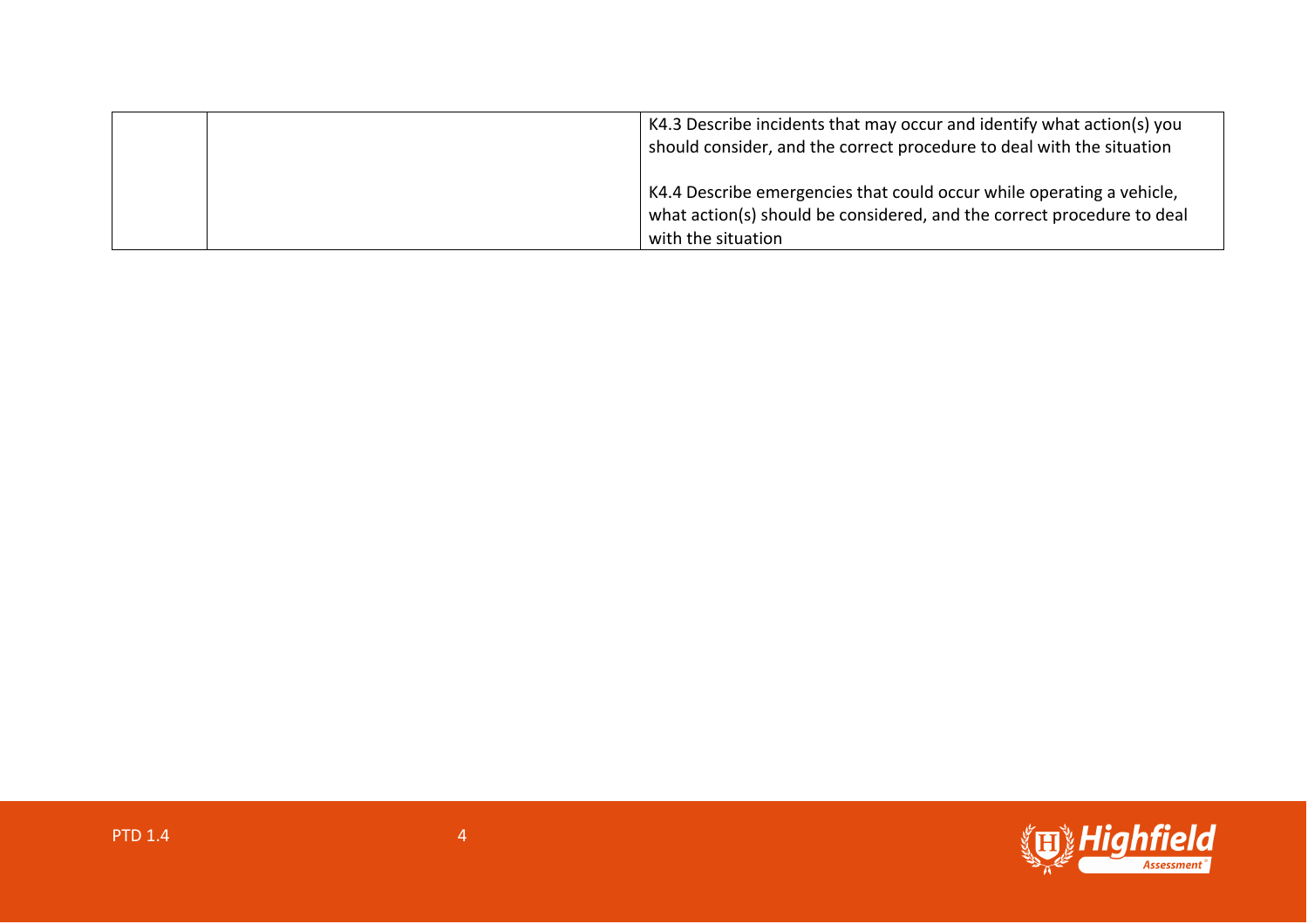|  |  |  |
|---|---|---|
|  |  | K4.3 Describe incidents that may occur and identify what action(s) you should consider, and the correct procedure to deal with the situation<br><br>K4.4 Describe emergencies that could occur while operating a vehicle, what action(s) should be considered, and the correct procedure to deal with the situation |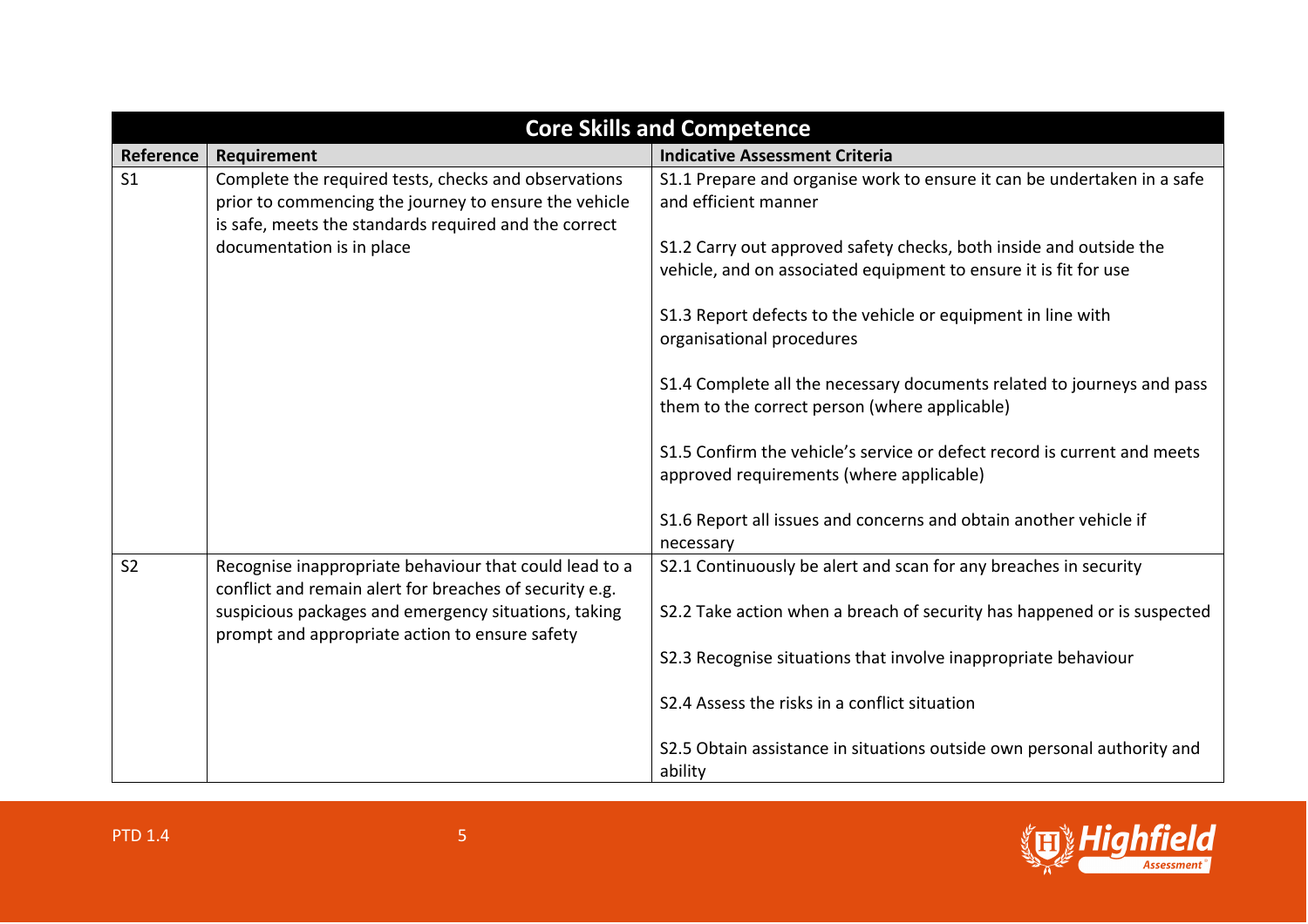| Core Skills and Competence | | |
|---|---|---|
| **Reference** | **Requirement** | **Indicative Assessment Criteria** |
| S1 | Complete the required tests, checks and observations prior to commencing the journey to ensure the vehicle is safe, meets the standards required and the correct documentation is in place | S1.1 Prepare and organise work to ensure it can be undertaken in a safe and efficient manner<br><br>S1.2 Carry out approved safety checks, both inside and outside the vehicle, and on associated equipment to ensure it is fit for use<br><br>S1.3 Report defects to the vehicle or equipment in line with organisational procedures<br><br>S1.4 Complete all the necessary documents related to journeys and pass them to the correct person (where applicable)<br><br>S1.5 Confirm the vehicle's service or defect record is current and meets approved requirements (where applicable)<br><br>S1.6 Report all issues and concerns and obtain another vehicle if necessary |
| S2 | Recognise inappropriate behaviour that could lead to a conflict and remain alert for breaches of security e.g. suspicious packages and emergency situations, taking prompt and appropriate action to ensure safety | S2.1 Continuously be alert and scan for any breaches in security<br><br>S2.2 Take action when a breach of security has happened or is suspected<br><br>S2.3 Recognise situations that involve inappropriate behaviour<br><br>S2.4 Assess the risks in a conflict situation<br><br>S2.5 Obtain assistance in situations outside own personal authority and ability |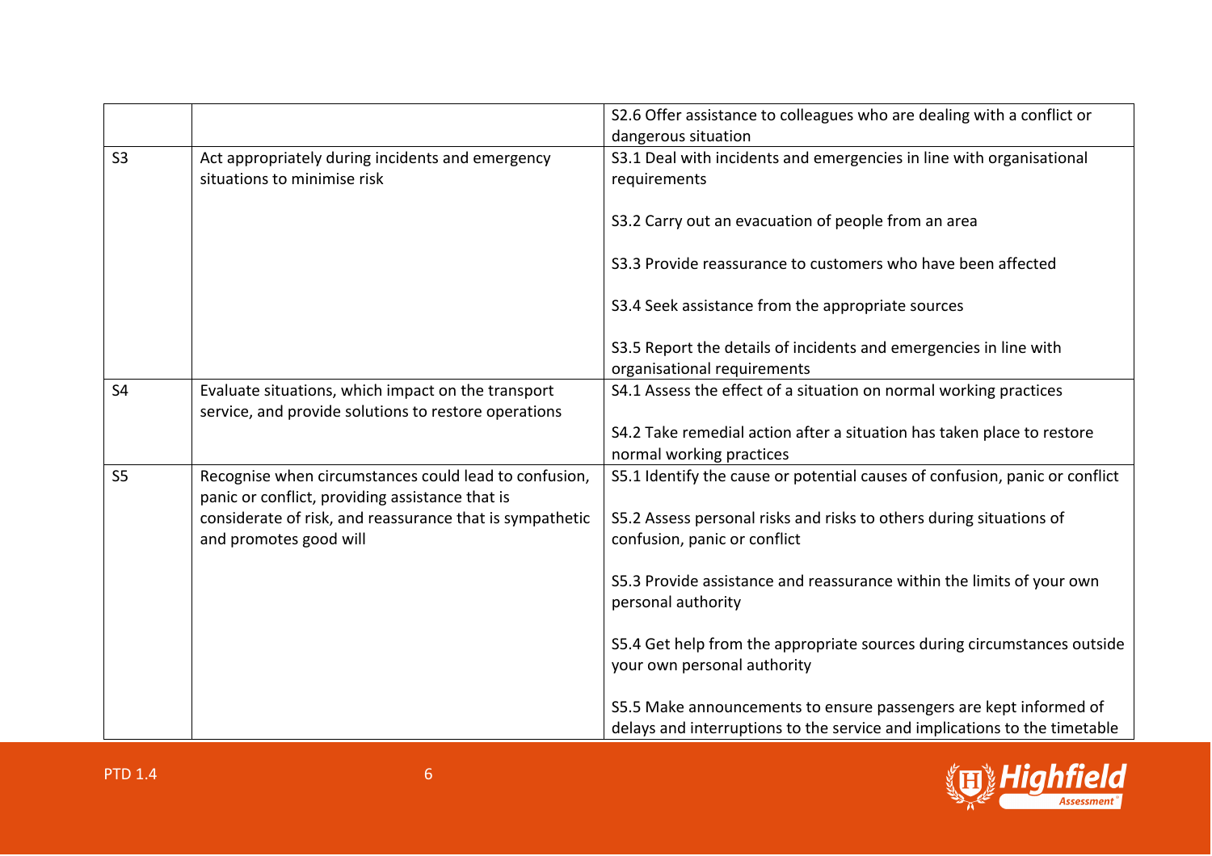| | | |
|---|---|---|
| | | S2.6 Offer assistance to colleagues who are dealing with a conflict or dangerous situation |
| S3 | Act appropriately during incidents and emergency situations to minimise risk | S3.1 Deal with incidents and emergencies in line with organisational requirements<br><br>S3.2 Carry out an evacuation of people from an area<br><br>S3.3 Provide reassurance to customers who have been affected<br><br>S3.4 Seek assistance from the appropriate sources<br><br>S3.5 Report the details of incidents and emergencies in line with organisational requirements |
| S4 | Evaluate situations, which impact on the transport service, and provide solutions to restore operations | S4.1 Assess the effect of a situation on normal working practices<br><br>S4.2 Take remedial action after a situation has taken place to restore normal working practices |
| S5 | Recognise when circumstances could lead to confusion, panic or conflict, providing assistance that is considerate of risk, and reassurance that is sympathetic and promotes good will | S5.1 Identify the cause or potential causes of confusion, panic or conflict<br><br>S5.2 Assess personal risks and risks to others during situations of confusion, panic or conflict<br><br>S5.3 Provide assistance and reassurance within the limits of your own personal authority<br><br>S5.4 Get help from the appropriate sources during circumstances outside your own personal authority<br><br>S5.5 Make announcements to ensure passengers are kept informed of delays and interruptions to the service and implications to the timetable |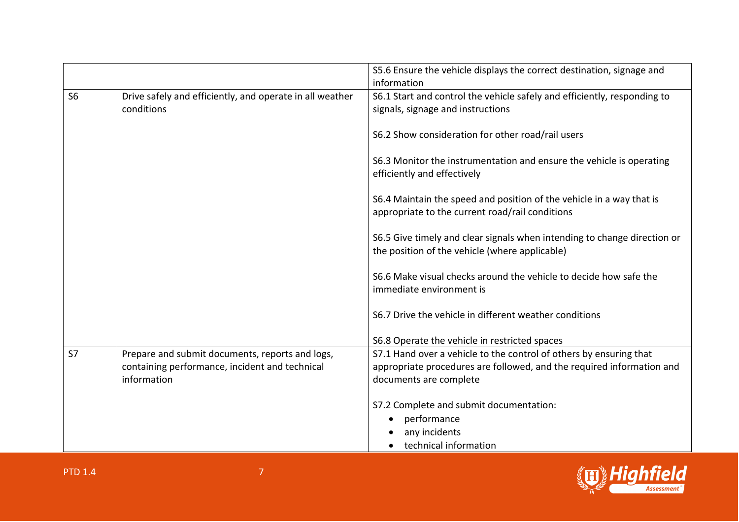| | | |
|---|---|---|
| | | S5.6 Ensure the vehicle displays the correct destination, signage and information |
| S6 | Drive safely and efficiently, and operate in all weather conditions | S6.1 Start and control the vehicle safely and efficiently, responding to signals, signage and instructions<br><br>S6.2 Show consideration for other road/rail users<br><br>S6.3 Monitor the instrumentation and ensure the vehicle is operating efficiently and effectively<br><br>S6.4 Maintain the speed and position of the vehicle in a way that is appropriate to the current road/rail conditions<br><br>S6.5 Give timely and clear signals when intending to change direction or the position of the vehicle (where applicable)<br><br>S6.6 Make visual checks around the vehicle to decide how safe the immediate environment is<br><br>S6.7 Drive the vehicle in different weather conditions<br><br>S6.8 Operate the vehicle in restricted spaces |
| S7 | Prepare and submit documents, reports and logs, containing performance, incident and technical information | S7.1 Hand over a vehicle to the control of others by ensuring that appropriate procedures are followed, and the required information and documents are complete<br><br>S7.2 Complete and submit documentation:<br>• performance<br>• any incidents<br>• technical information |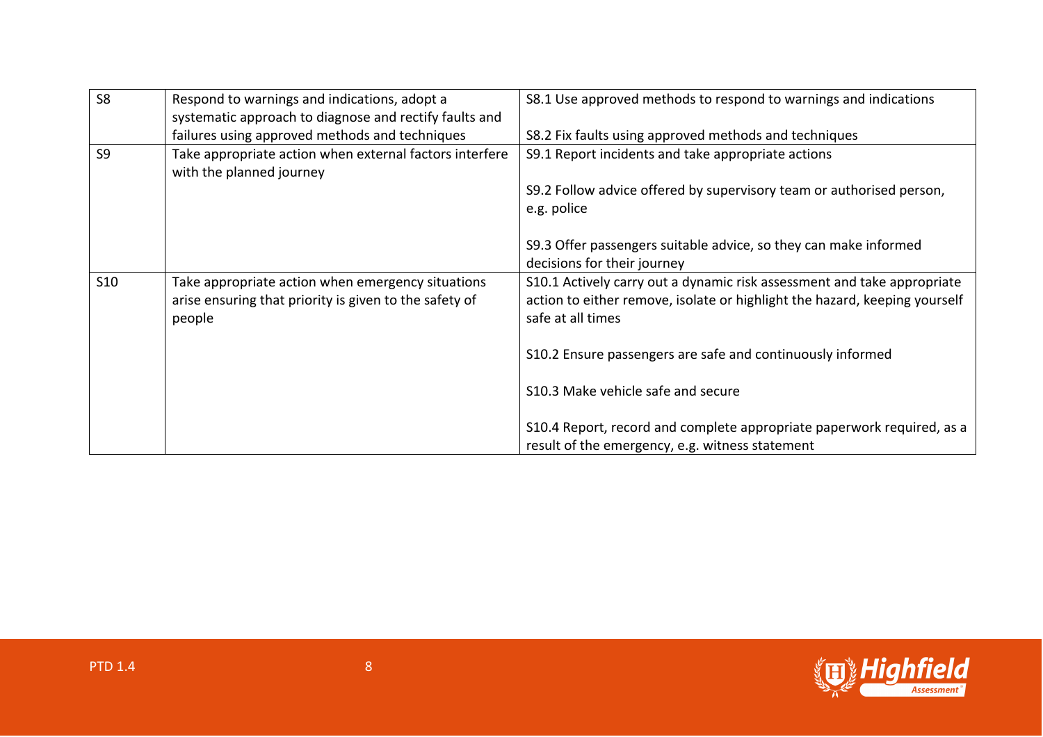| | | |
|---|---|---|
| S8 | Respond to warnings and indications, adopt a systematic approach to diagnose and rectify faults and failures using approved methods and techniques | S8.1 Use approved methods to respond to warnings and indications<br><br>S8.2 Fix faults using approved methods and techniques |
| S9 | Take appropriate action when external factors interfere with the planned journey | S9.1 Report incidents and take appropriate actions<br><br>S9.2 Follow advice offered by supervisory team or authorised person, e.g. police<br><br>S9.3 Offer passengers suitable advice, so they can make informed decisions for their journey |
| S10 | Take appropriate action when emergency situations arise ensuring that priority is given to the safety of people | S10.1 Actively carry out a dynamic risk assessment and take appropriate action to either remove, isolate or highlight the hazard, keeping yourself safe at all times<br><br>S10.2 Ensure passengers are safe and continuously informed<br><br>S10.3 Make vehicle safe and secure<br><br>S10.4 Report, record and complete appropriate paperwork required, as a result of the emergency, e.g. witness statement |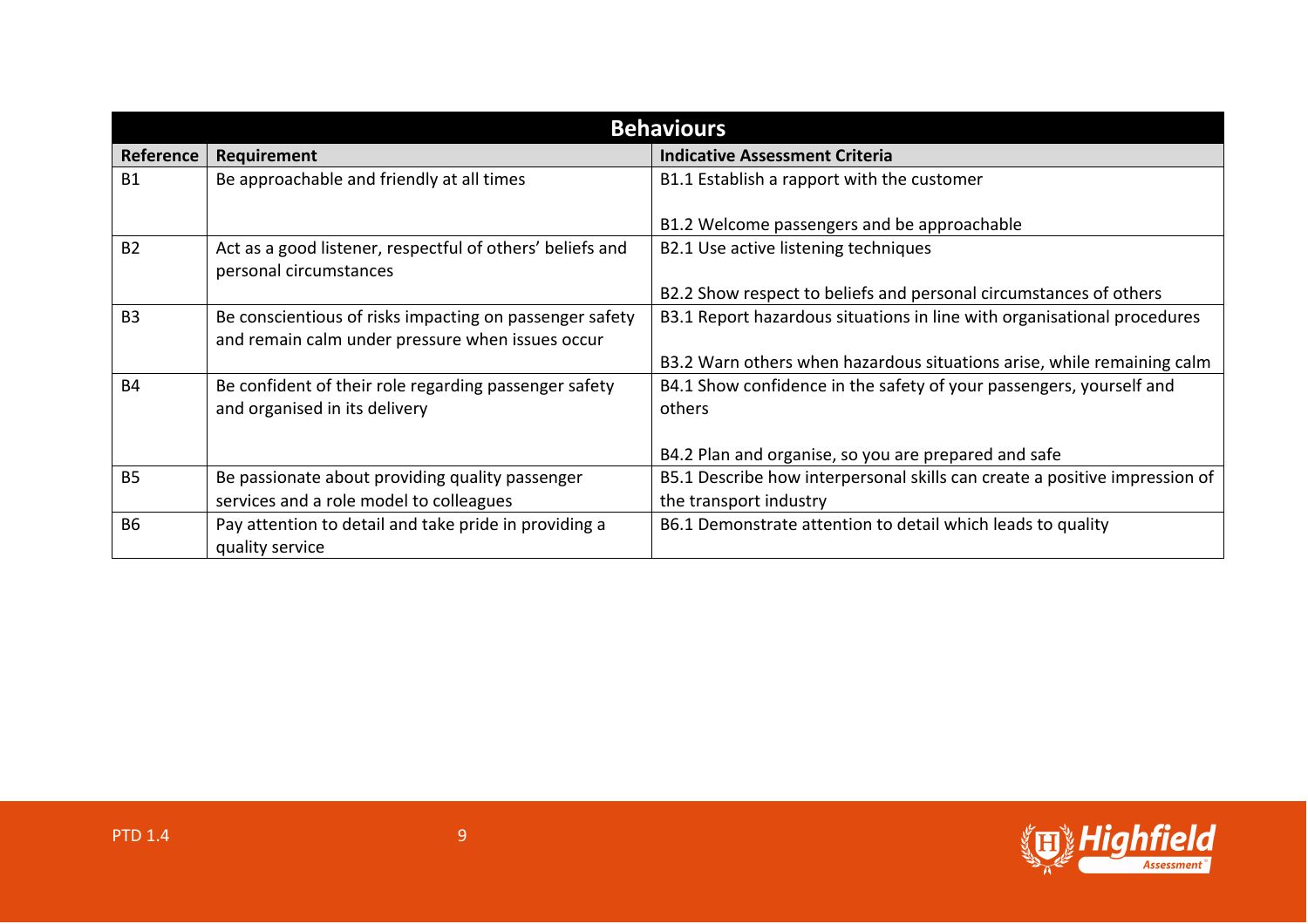| Behaviours | | |
|---|---|---|
| **Reference** | **Requirement** | **Indicative Assessment Criteria** |
| B1 | Be approachable and friendly at all times | B1.1 Establish a rapport with the customer<br><br>B1.2 Welcome passengers and be approachable |
| B2 | Act as a good listener, respectful of others' beliefs and personal circumstances | B2.1 Use active listening techniques<br><br>B2.2 Show respect to beliefs and personal circumstances of others |
| B3 | Be conscientious of risks impacting on passenger safety and remain calm under pressure when issues occur | B3.1 Report hazardous situations in line with organisational procedures<br><br>B3.2 Warn others when hazardous situations arise, while remaining calm |
| B4 | Be confident of their role regarding passenger safety and organised in its delivery | B4.1 Show confidence in the safety of your passengers, yourself and others<br><br>B4.2 Plan and organise, so you are prepared and safe |
| B5 | Be passionate about providing quality passenger services and a role model to colleagues | B5.1 Describe how interpersonal skills can create a positive impression of the transport industry |
| B6 | Pay attention to detail and take pride in providing a quality service | B6.1 Demonstrate attention to detail which leads to quality |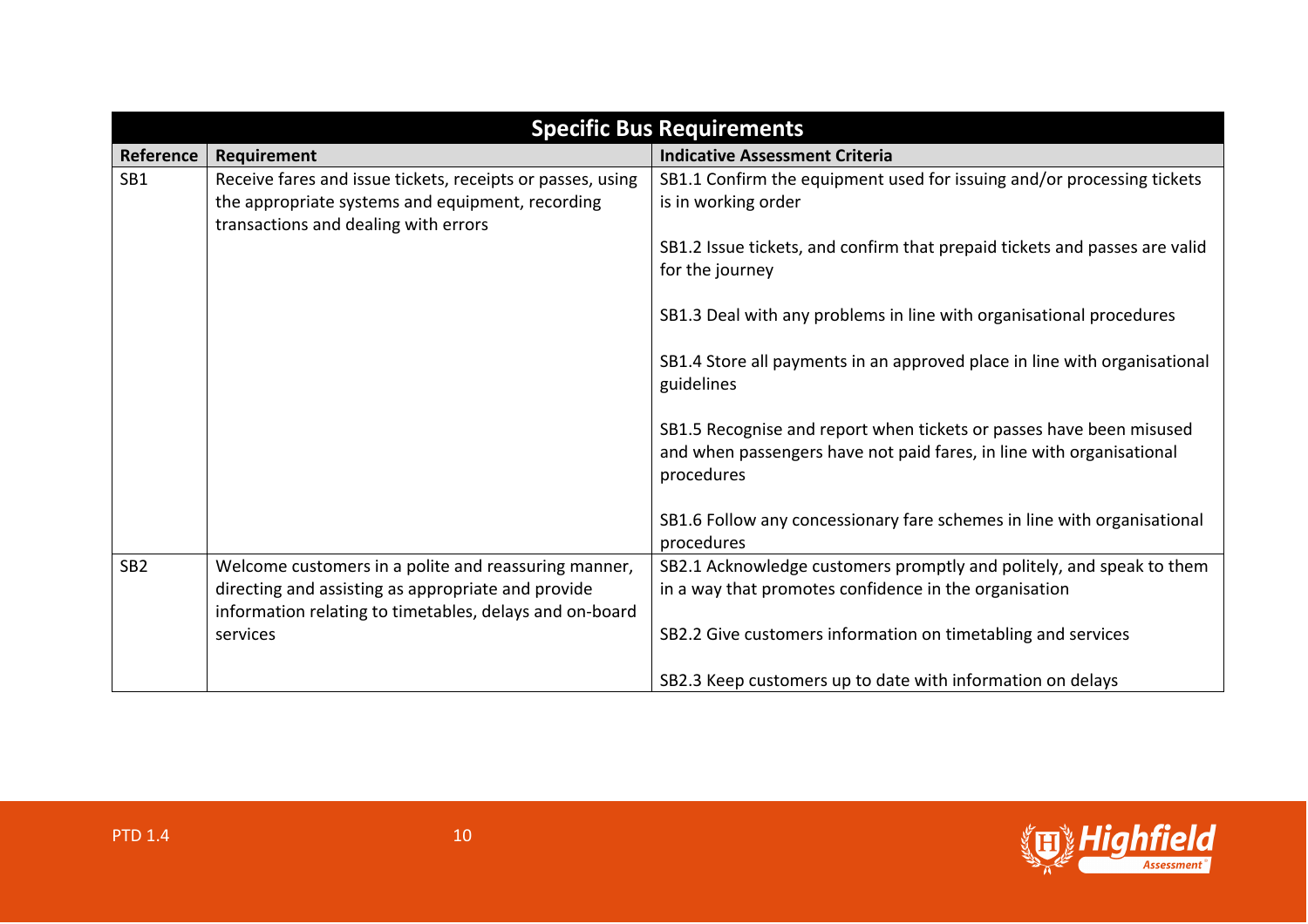| Specific Bus Requirements | | |
|---|---|---|
| **Reference** | **Requirement** | **Indicative Assessment Criteria** |
| SB1 | Receive fares and issue tickets, receipts or passes, using the appropriate systems and equipment, recording transactions and dealing with errors | SB1.1 Confirm the equipment used for issuing and/or processing tickets is in working order<br><br>SB1.2 Issue tickets, and confirm that prepaid tickets and passes are valid for the journey<br><br>SB1.3 Deal with any problems in line with organisational procedures<br><br>SB1.4 Store all payments in an approved place in line with organisational guidelines<br><br>SB1.5 Recognise and report when tickets or passes have been misused and when passengers have not paid fares, in line with organisational procedures<br><br>SB1.6 Follow any concessionary fare schemes in line with organisational procedures |
| SB2 | Welcome customers in a polite and reassuring manner, directing and assisting as appropriate and provide information relating to timetables, delays and on-board services | SB2.1 Acknowledge customers promptly and politely, and speak to them in a way that promotes confidence in the organisation<br><br>SB2.2 Give customers information on timetabling and services<br><br>SB2.3 Keep customers up to date with information on delays |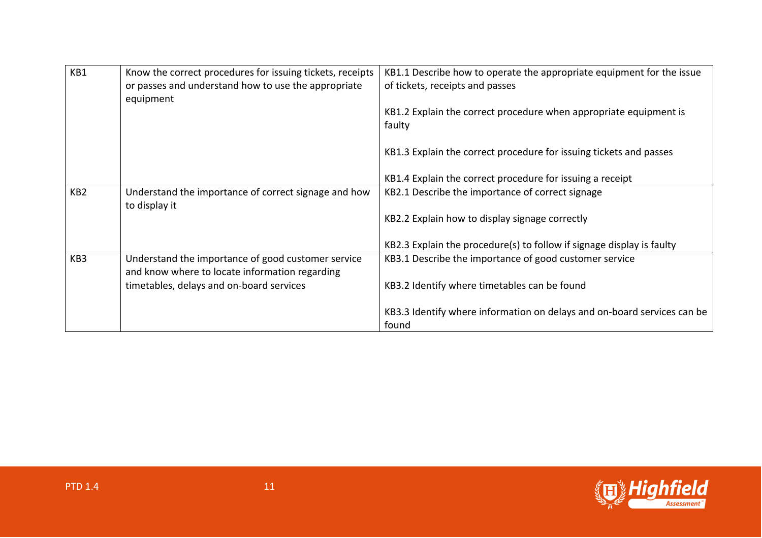| | | |
|---|---|---|
| KB1 | Know the correct procedures for issuing tickets, receipts or passes and understand how to use the appropriate equipment | KB1.1 Describe how to operate the appropriate equipment for the issue of tickets, receipts and passes<br><br>KB1.2 Explain the correct procedure when appropriate equipment is faulty<br><br>KB1.3 Explain the correct procedure for issuing tickets and passes<br><br>KB1.4 Explain the correct procedure for issuing a receipt |
| KB2 | Understand the importance of correct signage and how to display it | KB2.1 Describe the importance of correct signage<br><br>KB2.2 Explain how to display signage correctly<br><br>KB2.3 Explain the procedure(s) to follow if signage display is faulty |
| KB3 | Understand the importance of good customer service and know where to locate information regarding timetables, delays and on-board services | KB3.1 Describe the importance of good customer service<br><br>KB3.2 Identify where timetables can be found<br><br>KB3.3 Identify where information on delays and on-board services can be found |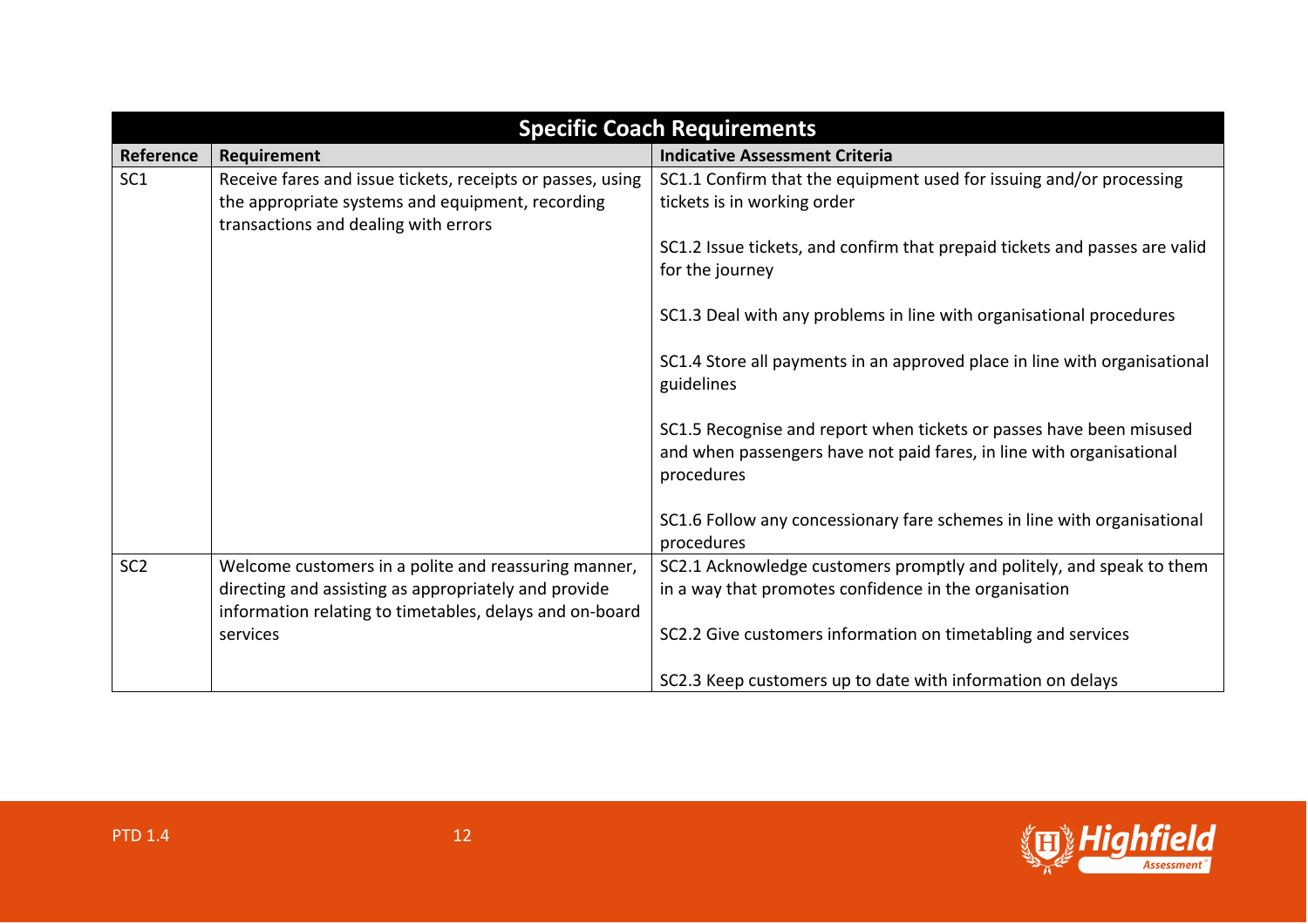| Specific Coach Requirements | | |
|---|---|---|
| **Reference** | **Requirement** | **Indicative Assessment Criteria** |
| SC1 | Receive fares and issue tickets, receipts or passes, using the appropriate systems and equipment, recording transactions and dealing with errors | SC1.1 Confirm that the equipment used for issuing and/or processing tickets is in working order<br><br>SC1.2 Issue tickets, and confirm that prepaid tickets and passes are valid for the journey<br><br>SC1.3 Deal with any problems in line with organisational procedures<br><br>SC1.4 Store all payments in an approved place in line with organisational guidelines<br><br>SC1.5 Recognise and report when tickets or passes have been misused and when passengers have not paid fares, in line with organisational procedures<br><br>SC1.6 Follow any concessionary fare schemes in line with organisational procedures |
| SC2 | Welcome customers in a polite and reassuring manner, directing and assisting as appropriately and provide information relating to timetables, delays and on-board services | SC2.1 Acknowledge customers promptly and politely, and speak to them in a way that promotes confidence in the organisation<br><br>SC2.2 Give customers information on timetabling and services<br><br>SC2.3 Keep customers up to date with information on delays |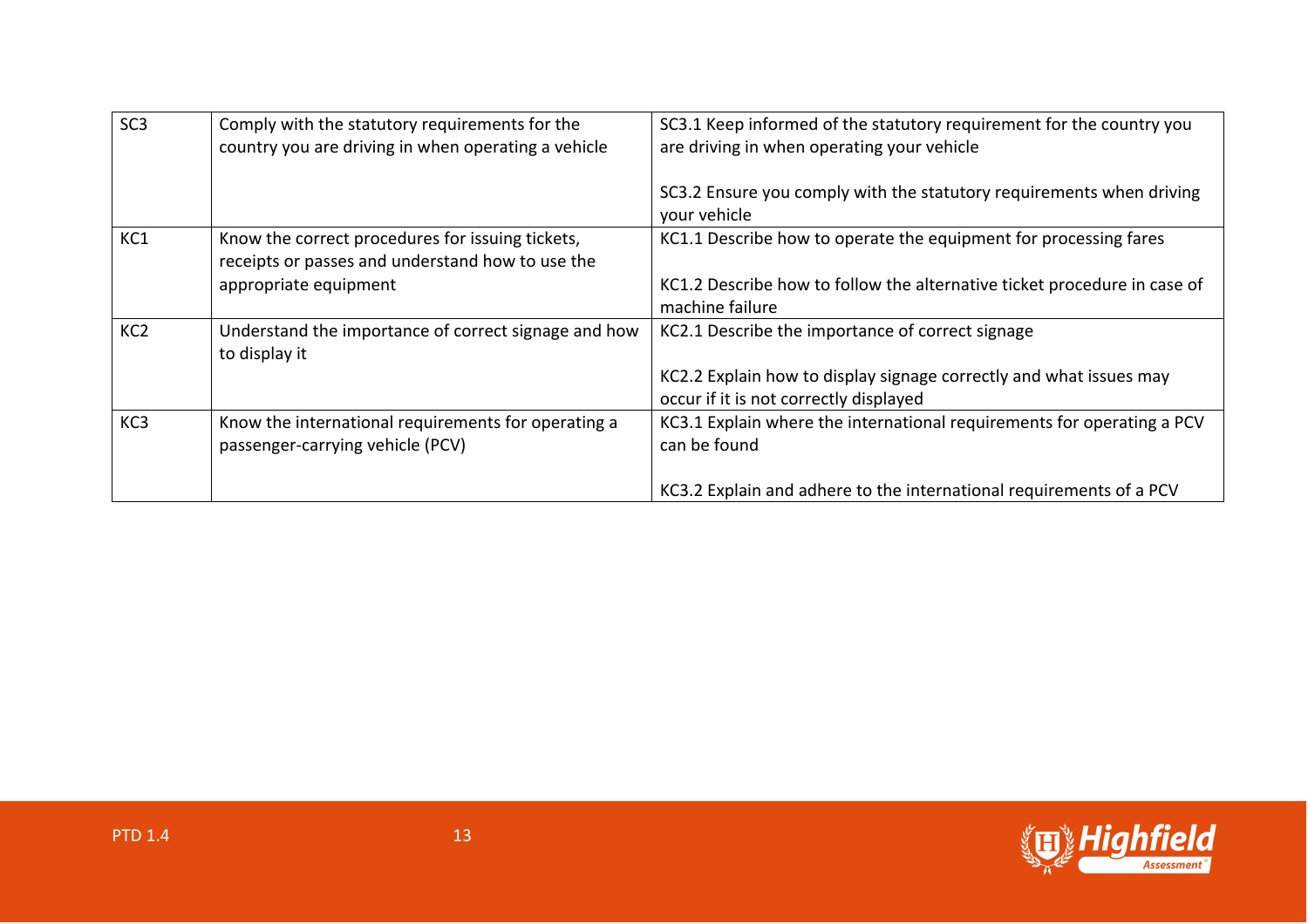| | | |
|---|---|---|
| SC3 | Comply with the statutory requirements for the country you are driving in when operating a vehicle | SC3.1 Keep informed of the statutory requirement for the country you are driving in when operating your vehicle<br><br>SC3.2 Ensure you comply with the statutory requirements when driving your vehicle |
| KC1 | Know the correct procedures for issuing tickets, receipts or passes and understand how to use the appropriate equipment | KC1.1 Describe how to operate the equipment for processing fares<br><br>KC1.2 Describe how to follow the alternative ticket procedure in case of machine failure |
| KC2 | Understand the importance of correct signage and how to display it | KC2.1 Describe the importance of correct signage<br><br>KC2.2 Explain how to display signage correctly and what issues may occur if it is not correctly displayed |
| KC3 | Know the international requirements for operating a passenger-carrying vehicle (PCV) | KC3.1 Explain where the international requirements for operating a PCV can be found<br><br>KC3.2 Explain and adhere to the international requirements of a PCV |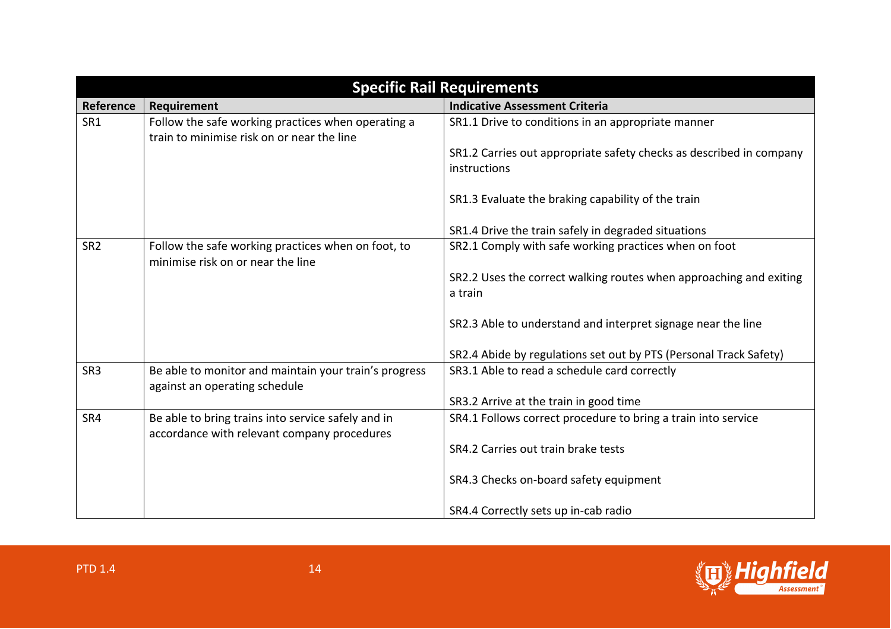| Specific Rail Requirements | | |
|---|---|---|
| **Reference** | **Requirement** | **Indicative Assessment Criteria** |
| SR1 | Follow the safe working practices when operating a train to minimise risk on or near the line | SR1.1 Drive to conditions in an appropriate manner<br><br>SR1.2 Carries out appropriate safety checks as described in company instructions<br><br>SR1.3 Evaluate the braking capability of the train<br><br>SR1.4 Drive the train safely in degraded situations |
| SR2 | Follow the safe working practices when on foot, to minimise risk on or near the line | SR2.1 Comply with safe working practices when on foot<br><br>SR2.2 Uses the correct walking routes when approaching and exiting a train<br><br>SR2.3 Able to understand and interpret signage near the line<br><br>SR2.4 Abide by regulations set out by PTS (Personal Track Safety) |
| SR3 | Be able to monitor and maintain your train's progress against an operating schedule | SR3.1 Able to read a schedule card correctly<br><br>SR3.2 Arrive at the train in good time |
| SR4 | Be able to bring trains into service safely and in accordance with relevant company procedures | SR4.1 Follows correct procedure to bring a train into service<br><br>SR4.2 Carries out train brake tests<br><br>SR4.3 Checks on-board safety equipment<br><br>SR4.4 Correctly sets up in-cab radio |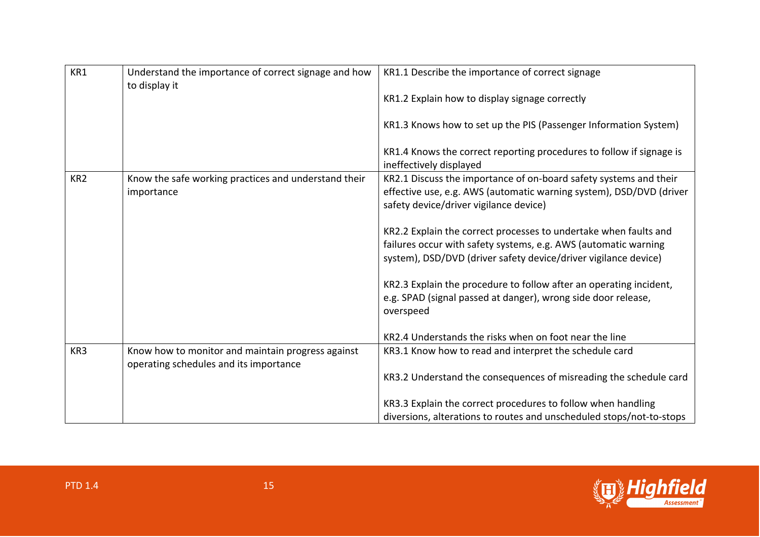| | | |
|---|---|---|
| KR1 | Understand the importance of correct signage and how to display it | KR1.1 Describe the importance of correct signage<br><br>KR1.2 Explain how to display signage correctly<br><br>KR1.3 Knows how to set up the PIS (Passenger Information System)<br><br>KR1.4 Knows the correct reporting procedures to follow if signage is ineffectively displayed |
| KR2 | Know the safe working practices and understand their importance | KR2.1 Discuss the importance of on-board safety systems and their effective use, e.g. AWS (automatic warning system), DSD/DVD (driver safety device/driver vigilance device)<br><br>KR2.2 Explain the correct processes to undertake when faults and failures occur with safety systems, e.g. AWS (automatic warning system), DSD/DVD (driver safety device/driver vigilance device)<br><br>KR2.3 Explain the procedure to follow after an operating incident, e.g. SPAD (signal passed at danger), wrong side door release, overspeed<br><br>KR2.4 Understands the risks when on foot near the line |
| KR3 | Know how to monitor and maintain progress against operating schedules and its importance | KR3.1 Know how to read and interpret the schedule card<br><br>KR3.2 Understand the consequences of misreading the schedule card<br><br>KR3.3 Explain the correct procedures to follow when handling diversions, alterations to routes and unscheduled stops/not-to-stops |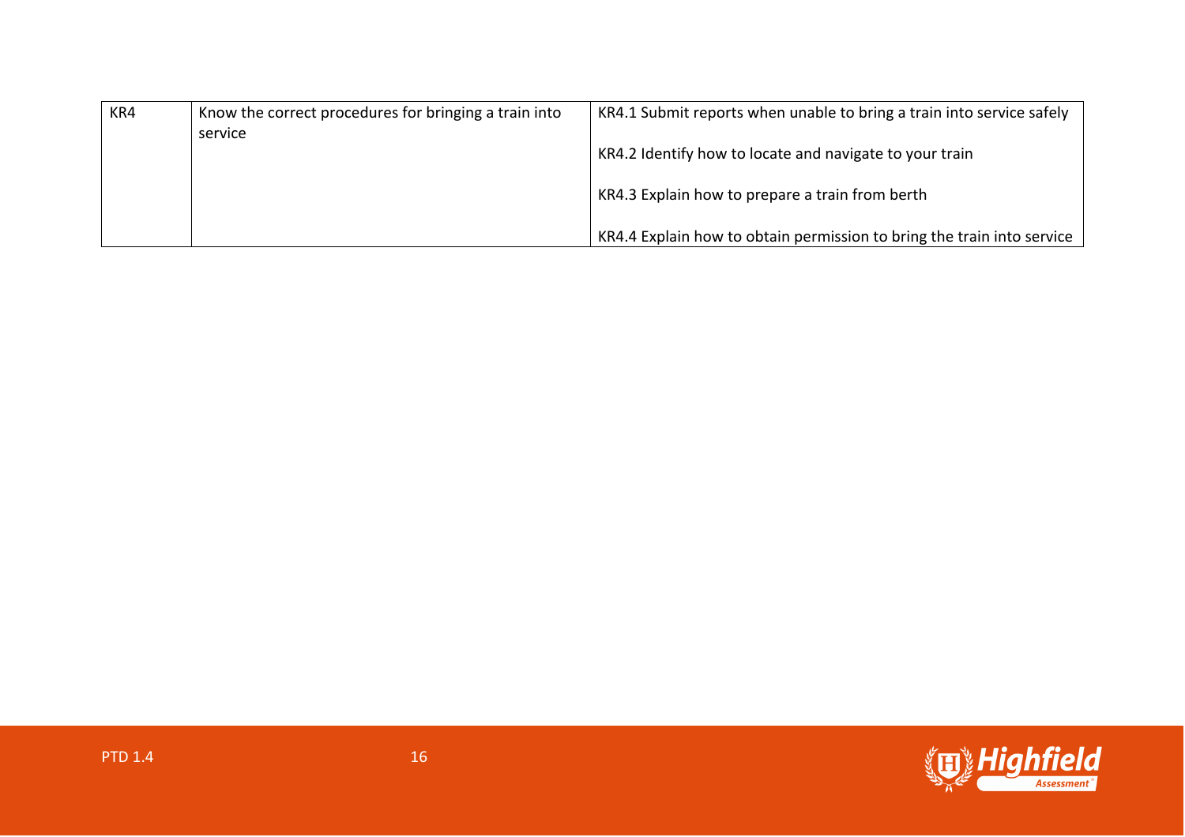| | | |
|---|---|---|
| KR4 | Know the correct procedures for bringing a train into service | KR4.1 Submit reports when unable to bring a train into service safely<br><br>KR4.2 Identify how to locate and navigate to your train<br><br>KR4.3 Explain how to prepare a train from berth<br><br>KR4.4 Explain how to obtain permission to bring the train into service |